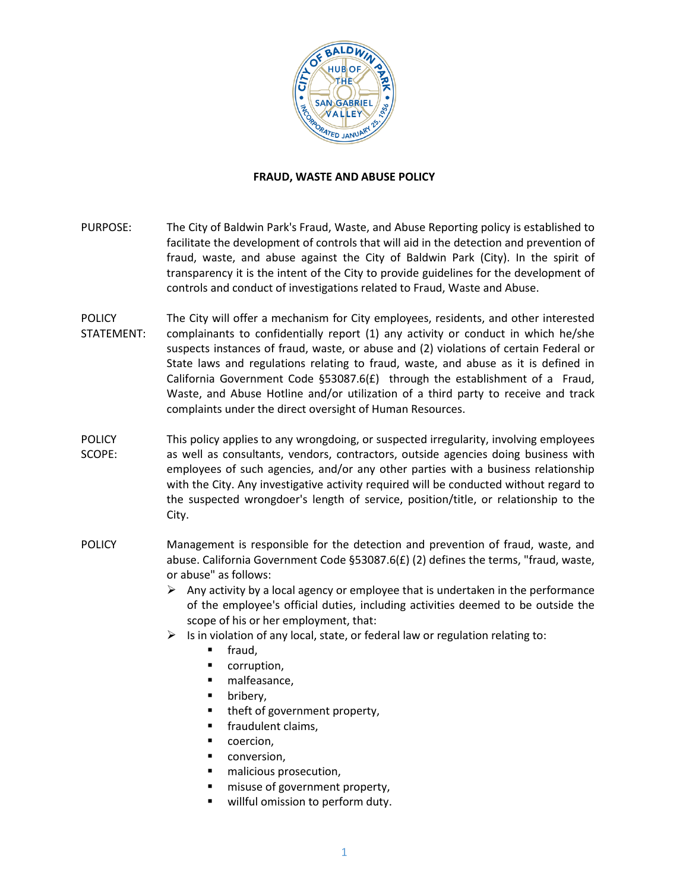# FRAUD, WASTE AND ABUSE POLICY

**PURPOSE:** The City of Baldwin Park's Fraud, Waste, and Abuse Reporting policy is established to facilitate the development of controls that will aid in the detection and prevention of fraud, waste, and abuse against the City of Baldwin Park (City). In the spirit of transparency it is the intent of the City to provide guidelines for the development of controls and conduct of investigations related to Fraud, Waste and Abuse.

**POLICY STATEMENT:** The City will offer a mechanism for City employees, residents, and other interested complainants to confidentially report (1) any activity or conduct in which he/she suspects instances of fraud, waste, or abuse and (2) violations of certain Federal or State laws and regulations relating to fraud, waste, and abuse as it is defined in California Government Code §53087.6(£) through the establishment of a Fraud, Waste, and Abuse Hotline and/or utilization of a third party to receive and track complaints under the direct oversight of Human Resources.

**POLICY SCOPE:** This policy applies to any wrongdoing, or suspected irregularity, involving employees as well as consultants, vendors, contractors, outside agencies doing business with employees of such agencies, and/or any other parties with a business relationship with the City. Any investigative activity required will be conducted without regard to the suspected wrongdoer's length of service, position/title, or relationship to the City.

**POLICY** Management is responsible for the detection and prevention of fraud, waste, and abuse. California Government Code §53087.6(£) (2) defines the terms, "fraud, waste, or abuse" as follows:

- Any activity by a local agency or employee that is undertaken in the performance of the employee's official duties, including activities deemed to be outside the scope of his or her employment, that:
- Is in violation of any local, state, or federal law or regulation relating to:
  - fraud,
  - corruption,
  - malfeasance,
  - bribery,
  - theft of government property,
  - fraudulent claims,
  - coercion,
  - conversion,
  - malicious prosecution,
  - misuse of government property,
  - willful omission to perform duty.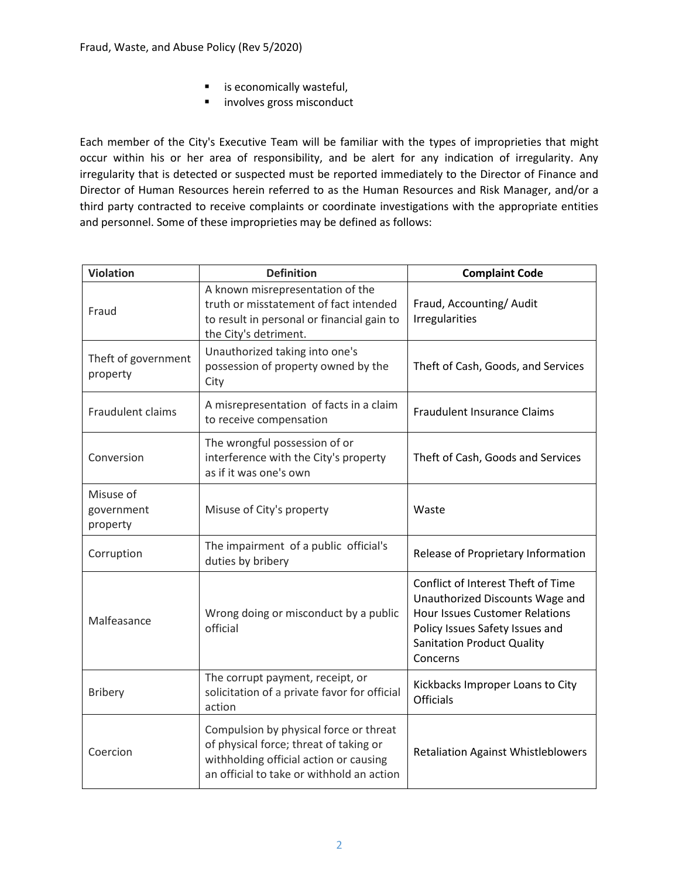- is economically wasteful,
- involves gross misconduct

Each member of the City's Executive Team will be familiar with the types of improprieties that might occur within his or her area of responsibility, and be alert for any indication of irregularity. Any irregularity that is detected or suspected must be reported immediately to the Director of Finance and Director of Human Resources herein referred to as the Human Resources and Risk Manager, and/or a third party contracted to receive complaints or coordinate investigations with the appropriate entities and personnel. Some of these improprieties may be defined as follows:

| Violation | Definition | Complaint Code |
|---|---|---|
| Fraud | A known misrepresentation of the truth or misstatement of fact intended to result in personal or financial gain to the City's detriment. | Fraud, Accounting/ Audit Irregularities |
| Theft of government property | Unauthorized taking into one's possession of property owned by the City | Theft of Cash, Goods, and Services |
| Fraudulent claims | A misrepresentation of facts in a claim to receive compensation | Fraudulent Insurance Claims |
| Conversion | The wrongful possession of or interference with the City's property as if it was one's own | Theft of Cash, Goods and Services |
| Misuse of government property | Misuse of City's property | Waste |
| Corruption | The impairment of a public official's duties by bribery | Release of Proprietary Information |
| Malfeasance | Wrong doing or misconduct by a public official | Conflict of Interest Theft of Time Unauthorized Discounts Wage and Hour Issues Customer Relations Policy Issues Safety Issues and Sanitation Product Quality Concerns |
| Bribery | The corrupt payment, receipt, or solicitation of a private favor for official action | Kickbacks Improper Loans to City Officials |
| Coercion | Compulsion by physical force or threat of physical force; threat of taking or withholding official action or causing an official to take or withhold an action | Retaliation Against Whistleblowers |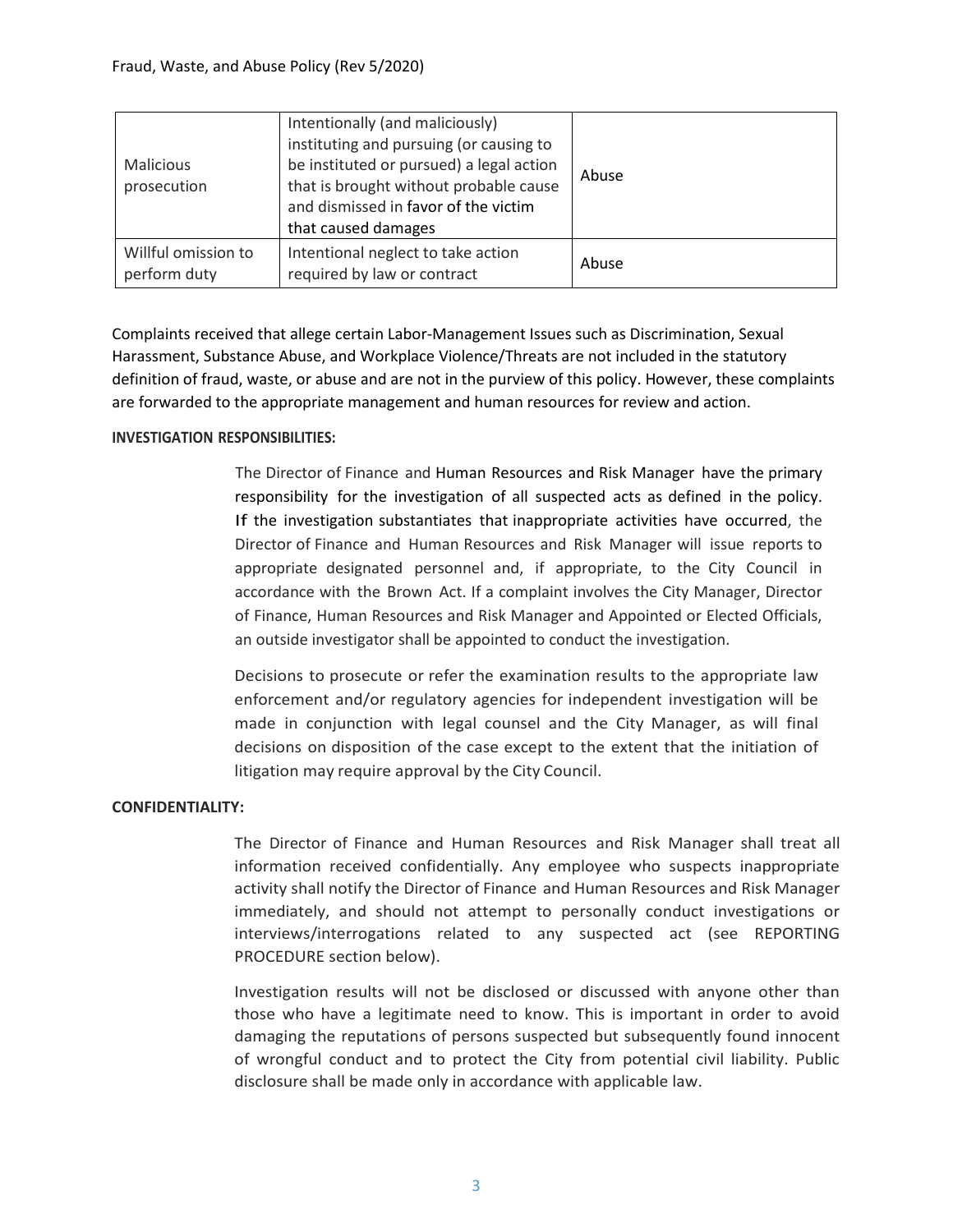| Malicious prosecution | Intentionally (and maliciously) instituting and pursuing (or causing to be instituted or pursued) a legal action that is brought without probable cause and dismissed in favor of the victim that caused damages | Abuse |
|---|---|---|
| Willful omission to perform duty | Intentional neglect to take action required by law or contract | Abuse |

Complaints received that allege certain Labor-Management Issues such as Discrimination, Sexual Harassment, Substance Abuse, and Workplace Violence/Threats are not included in the statutory definition of fraud, waste, or abuse and are not in the purview of this policy. However, these complaints are forwarded to the appropriate management and human resources for review and action.

**INVESTIGATION RESPONSIBILITIES:**

The Director of Finance and Human Resources and Risk Manager have the primary responsibility for the investigation of all suspected acts as defined in the policy. If the investigation substantiates that inappropriate activities have occurred, the Director of Finance and Human Resources and Risk Manager will issue reports to appropriate designated personnel and, if appropriate, to the City Council in accordance with the Brown Act. If a complaint involves the City Manager, Director of Finance, Human Resources and Risk Manager and Appointed or Elected Officials, an outside investigator shall be appointed to conduct the investigation.

Decisions to prosecute or refer the examination results to the appropriate law enforcement and/or regulatory agencies for independent investigation will be made in conjunction with legal counsel and the City Manager, as will final decisions on disposition of the case except to the extent that the initiation of litigation may require approval by the City Council.

**CONFIDENTIALITY:**

The Director of Finance and Human Resources and Risk Manager shall treat all information received confidentially. Any employee who suspects inappropriate activity shall notify the Director of Finance and Human Resources and Risk Manager immediately, and should not attempt to personally conduct investigations or interviews/interrogations related to any suspected act (see REPORTING PROCEDURE section below).

Investigation results will not be disclosed or discussed with anyone other than those who have a legitimate need to know. This is important in order to avoid damaging the reputations of persons suspected but subsequently found innocent of wrongful conduct and to protect the City from potential civil liability. Public disclosure shall be made only in accordance with applicable law.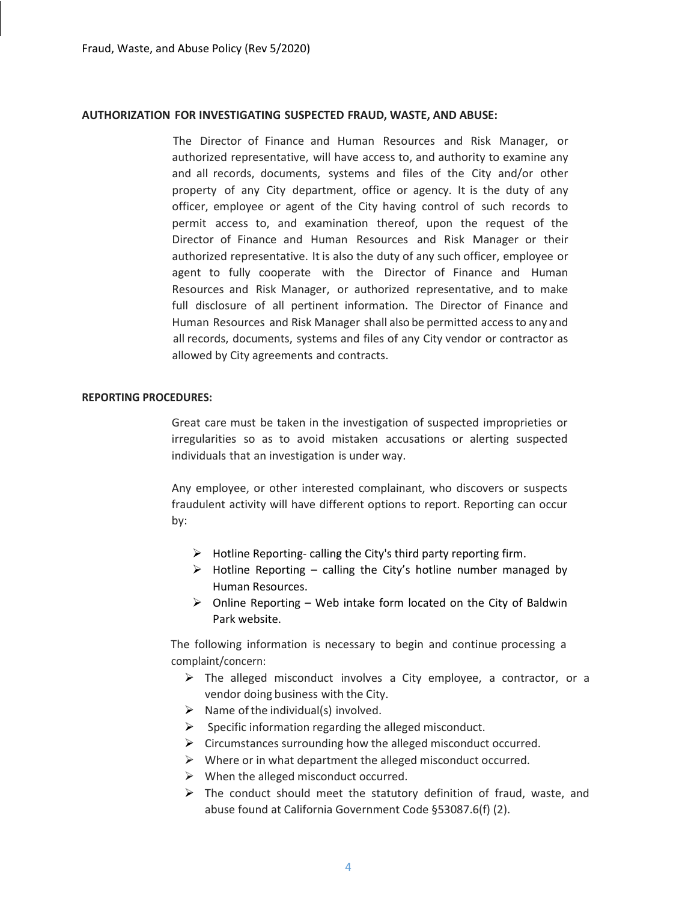## AUTHORIZATION FOR INVESTIGATING SUSPECTED FRAUD, WASTE, AND ABUSE:

The Director of Finance and Human Resources and Risk Manager, or authorized representative, will have access to, and authority to examine any and all records, documents, systems and files of the City and/or other property of any City department, office or agency. It is the duty of any officer, employee or agent of the City having control of such records to permit access to, and examination thereof, upon the request of the Director of Finance and Human Resources and Risk Manager or their authorized representative. It is also the duty of any such officer, employee or agent to fully cooperate with the Director of Finance and Human Resources and Risk Manager, or authorized representative, and to make full disclosure of all pertinent information. The Director of Finance and Human Resources and Risk Manager shall also be permitted access to any and all records, documents, systems and files of any City vendor or contractor as allowed by City agreements and contracts.

## REPORTING PROCEDURES:

Great care must be taken in the investigation of suspected improprieties or irregularities so as to avoid mistaken accusations or alerting suspected individuals that an investigation is under way.

Any employee, or other interested complainant, who discovers or suspects fraudulent activity will have different options to report. Reporting can occur by:

- Hotline Reporting- calling the City's third party reporting firm.
- Hotline Reporting – calling the City's hotline number managed by Human Resources.
- Online Reporting – Web intake form located on the City of Baldwin Park website.

The following information is necessary to begin and continue processing a complaint/concern:

- The alleged misconduct involves a City employee, a contractor, or a vendor doing business with the City.
- Name of the individual(s) involved.
- Specific information regarding the alleged misconduct.
- Circumstances surrounding how the alleged misconduct occurred.
- Where or in what department the alleged misconduct occurred.
- When the alleged misconduct occurred.
- The conduct should meet the statutory definition of fraud, waste, and abuse found at California Government Code §53087.6(f) (2).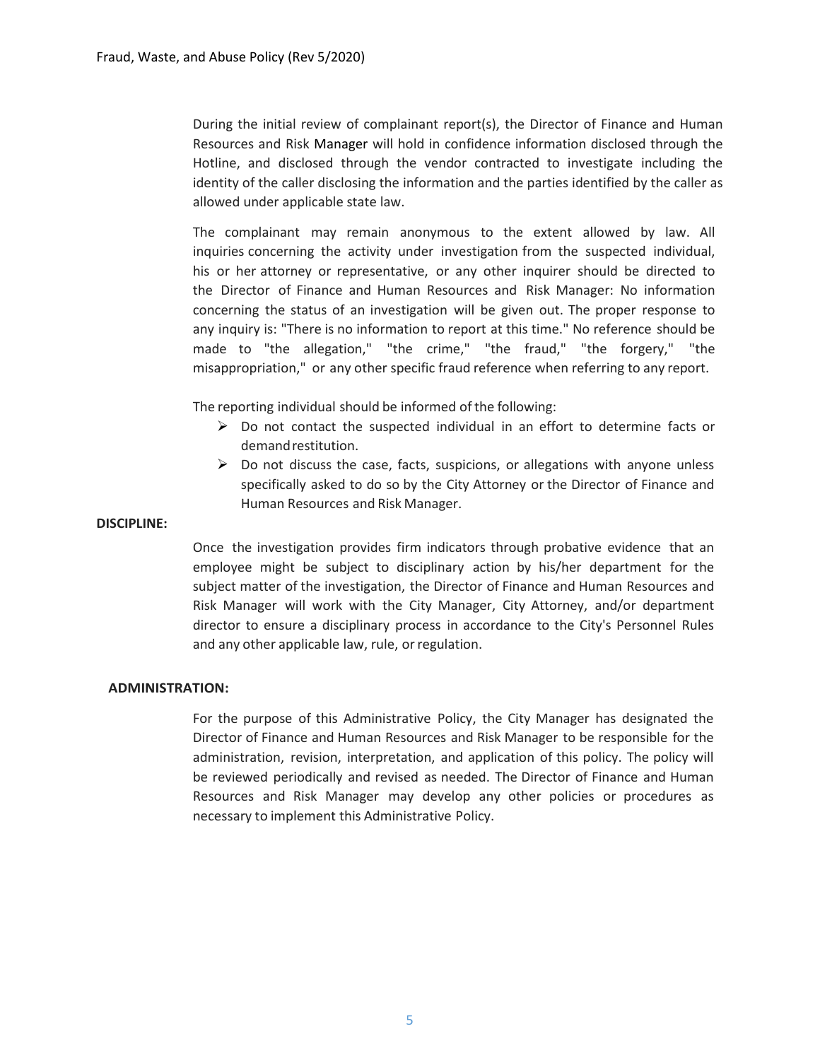During the initial review of complainant report(s), the Director of Finance and Human Resources and Risk Manager will hold in confidence information disclosed through the Hotline, and disclosed through the vendor contracted to investigate including the identity of the caller disclosing the information and the parties identified by the caller as allowed under applicable state law.

The complainant may remain anonymous to the extent allowed by law. All inquiries concerning the activity under investigation from the suspected individual, his or her attorney or representative, or any other inquirer should be directed to the Director of Finance and Human Resources and Risk Manager: No information concerning the status of an investigation will be given out. The proper response to any inquiry is: "There is no information to report at this time." No reference should be made to "the allegation," "the crime," "the fraud," "the forgery," "the misappropriation," or any other specific fraud reference when referring to any report.

The reporting individual should be informed of the following:

- Do not contact the suspected individual in an effort to determine facts or demand restitution.
- Do not discuss the case, facts, suspicions, or allegations with anyone unless specifically asked to do so by the City Attorney or the Director of Finance and Human Resources and Risk Manager.

**DISCIPLINE:**

Once the investigation provides firm indicators through probative evidence that an employee might be subject to disciplinary action by his/her department for the subject matter of the investigation, the Director of Finance and Human Resources and Risk Manager will work with the City Manager, City Attorney, and/or department director to ensure a disciplinary process in accordance to the City's Personnel Rules and any other applicable law, rule, or regulation.

**ADMINISTRATION:**

For the purpose of this Administrative Policy, the City Manager has designated the Director of Finance and Human Resources and Risk Manager to be responsible for the administration, revision, interpretation, and application of this policy. The policy will be reviewed periodically and revised as needed. The Director of Finance and Human Resources and Risk Manager may develop any other policies or procedures as necessary to implement this Administrative Policy.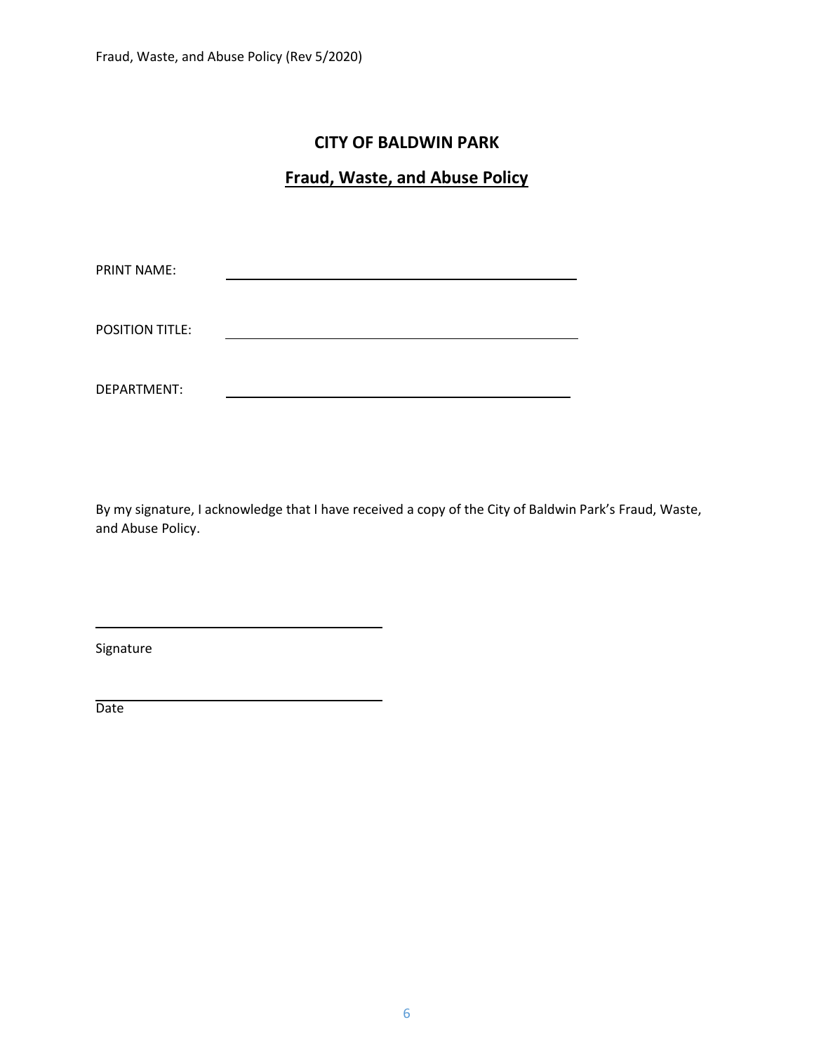# CITY OF BALDWIN PARK

## Fraud, Waste, and Abuse Policy

PRINT NAME: ______________________________________________

POSITION TITLE: ______________________________________________

DEPARTMENT: ______________________________________________

By my signature, I acknowledge that I have received a copy of the City of Baldwin Park's Fraud, Waste, and Abuse Policy.

______________________________________

Signature

______________________________________

Date